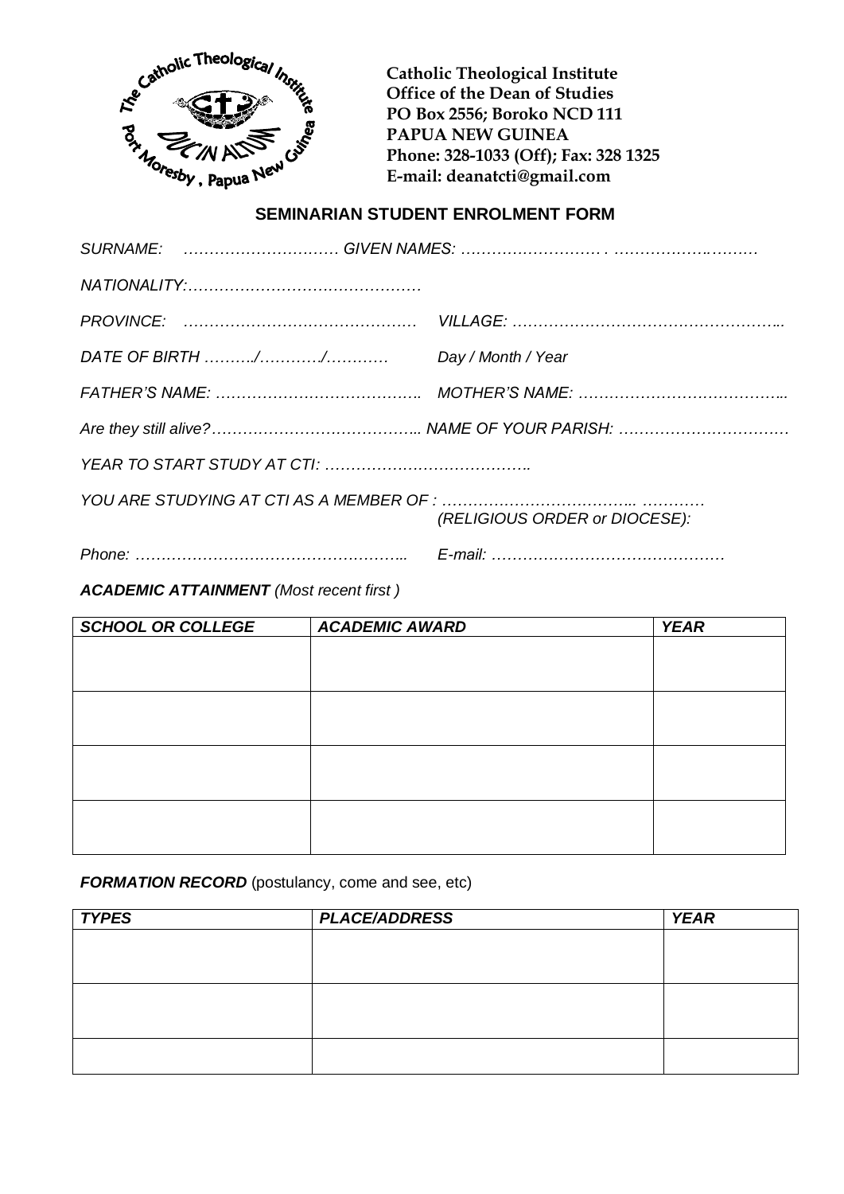**Catholic Theological Institute**
**Office of the Dean of Studies**
**PO Box 2556; Boroko NCD 111**
**PAPUA NEW GUINEA**
**Phone: 328-1033 (Off); Fax: 328 1325**
**E-mail: deanatcti@gmail.com**

## SEMINARIAN STUDENT ENROLMENT FORM

*SURNAME: ………………………… GIVEN NAMES: ……………………… . ……………………*

*NATIONALITY:………………………………………*

*PROVINCE: ……………………………………… VILLAGE: …………………………………………..*

*DATE OF BIRTH ………/………./……….. Day / Month / Year*

*FATHER'S NAME: ………………………………. MOTHER'S NAME: ………………………………..*

*Are they still alive?………………………………... NAME OF YOUR PARISH: ……………………………*

*YEAR TO START STUDY AT CTI: ……………………………….*

*YOU ARE STUDYING AT CTI AS A MEMBER OF : …………………………….. …………*
*(RELIGIOUS ORDER or DIOCESE):*

*Phone: …………………………………………... E-mail: ………………………………………*

***ACADEMIC ATTAINMENT*** *(Most recent first )*

| *SCHOOL OR COLLEGE* | *ACADEMIC AWARD* | *YEAR* |
|---|---|---|
| | | |
| | | |
| | | |
| | | |

***FORMATION RECORD*** (postulancy, come and see, etc)

| *TYPES* | *PLACE/ADDRESS* | *YEAR* |
|---|---|---|
| | | |
| | | |
| | | |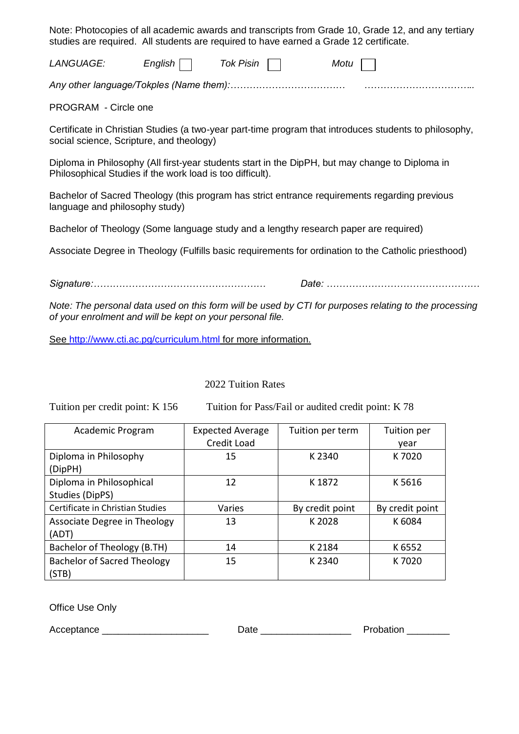Note: Photocopies of all academic awards and transcripts from Grade 10, Grade 12, and any tertiary studies are required. All students are required to have earned a Grade 12 certificate.

*LANGUAGE:* *English* ☐ *Tok Pisin* ☐ *Motu* ☐

*Any other language/Tokples (Name them):……………………………… ……………………………..*

PROGRAM - Circle one

Certificate in Christian Studies (a two-year part-time program that introduces students to philosophy, social science, Scripture, and theology)

Diploma in Philosophy (All first-year students start in the DipPH, but may change to Diploma in Philosophical Studies if the work load is too difficult).

Bachelor of Sacred Theology (this program has strict entrance requirements regarding previous language and philosophy study)

Bachelor of Theology (Some language study and a lengthy research paper are required)

Associate Degree in Theology (Fulfills basic requirements for ordination to the Catholic priesthood)

*Signature:………………………………………………* *Date: …………………………………………*

*Note: The personal data used on this form will be used by CTI for purposes relating to the processing of your enrolment and will be kept on your personal file.*

See http://www.cti.ac.pg/curriculum.html for more information.

2022 Tuition Rates

Tuition per credit point: K 156 Tuition for Pass/Fail or audited credit point: K 78

| Academic Program | Expected Average Credit Load | Tuition per term | Tuition per year |
|---|---|---|---|
| Diploma in Philosophy (DipPH) | 15 | K 2340 | K 7020 |
| Diploma in Philosophical Studies (DipPS) | 12 | K 1872 | K 5616 |
| Certificate in Christian Studies | Varies | By credit point | By credit point |
| Associate Degree in Theology (ADT) | 13 | K 2028 | K 6084 |
| Bachelor of Theology (B.TH) | 14 | K 2184 | K 6552 |
| Bachelor of Sacred Theology (STB) | 15 | K 2340 | K 7020 |

Office Use Only

Acceptance ___________________ Date ________________ Probation ________